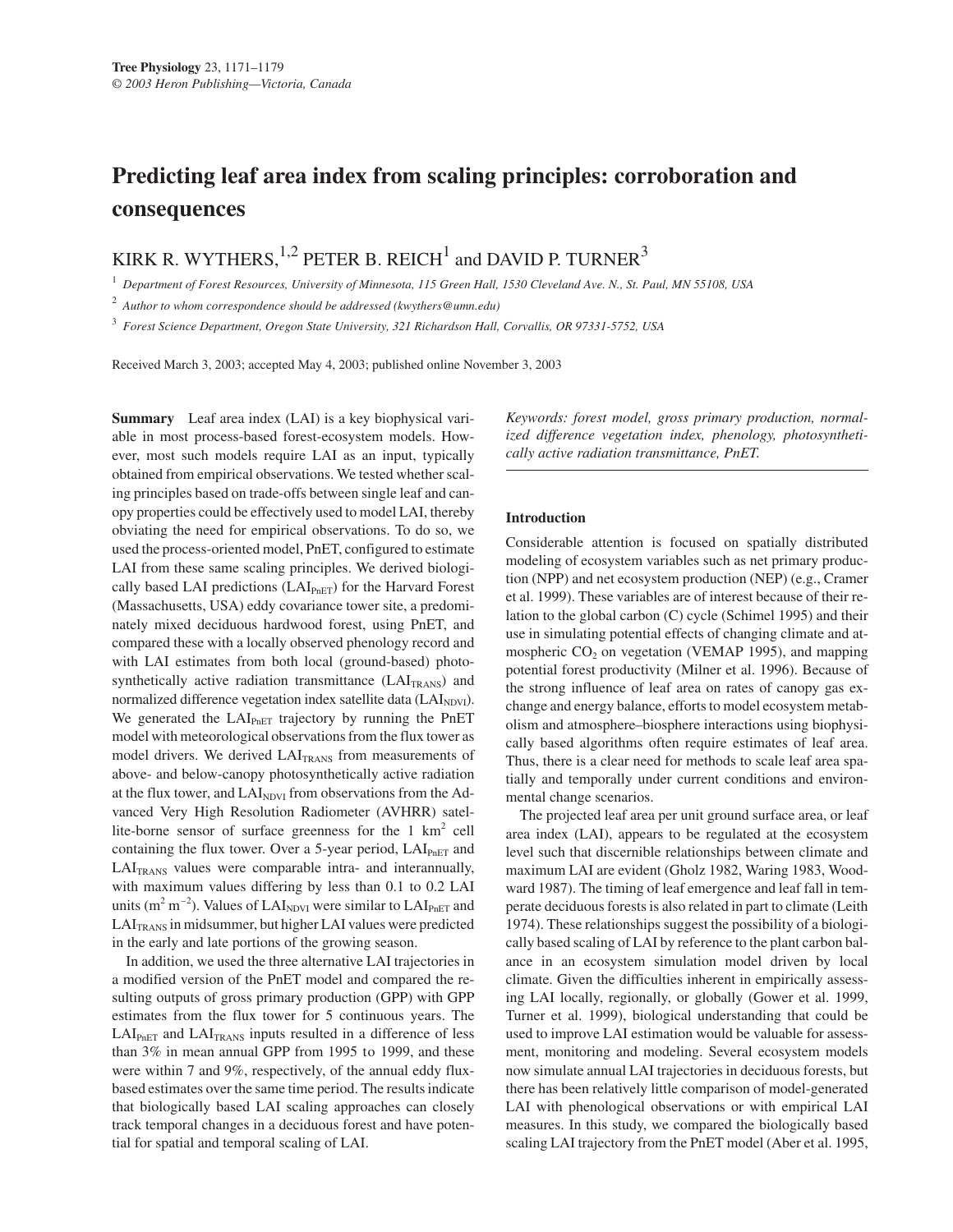# Predicting leaf area index from scaling principles: corroboration and consequences

KIRK R. WYTHERS,[1,2] PETER B. REICH[1] and DAVID P. TURNER[3]

[1] Department of Forest Resources, University of Minnesota, 115 Green Hall, 1530 Cleveland Ave. N., St. Paul, MN 55108, USA

[2] Author to whom correspondence should be addressed (kwythers@umn.edu)

[3] Forest Science Department, Oregon State University, 321 Richardson Hall, Corvallis, OR 97331-5752, USA

Received March 3, 2003; accepted May 4, 2003; published online November 3, 2003

**Summary** Leaf area index (LAI) is a key biophysical variable in most process-based forest-ecosystem models. However, most such models require LAI as an input, typically obtained from empirical observations. We tested whether scaling principles based on trade-offs between single leaf and canopy properties could be effectively used to model LAI, thereby obviating the need for empirical observations. To do so, we used the process-oriented model, PnET, configured to estimate LAI from these same scaling principles. We derived biologically based LAI predictions ($LAI_{PnET}$) for the Harvard Forest (Massachusetts, USA) eddy covariance tower site, a predominately mixed deciduous hardwood forest, using PnET, and compared these with a locally observed phenology record and with LAI estimates from both local (ground-based) photosynthetically active radiation transmittance ($LAI_{TRANS}$) and normalized difference vegetation index satellite data ($LAI_{NDVI}$). We generated the $LAI_{PnET}$ trajectory by running the PnET model with meteorological observations from the flux tower as model drivers. We derived $LAI_{TRANS}$ from measurements of above- and below-canopy photosynthetically active radiation at the flux tower, and $LAI_{NDVI}$ from observations from the Advanced Very High Resolution Radiometer (AVHRR) satellite-borne sensor of surface greenness for the 1 $km^2$ cell containing the flux tower. Over a 5-year period, $LAI_{PnET}$ and $LAI_{TRANS}$ values were comparable intra- and interannually, with maximum values differing by less than 0.1 to 0.2 LAI units ($m^2\ m^{-2}$). Values of $LAI_{NDVI}$ were similar to $LAI_{PnET}$ and $LAI_{TRANS}$ in midsummer, but higher LAI values were predicted in the early and late portions of the growing season.

In addition, we used the three alternative LAI trajectories in a modified version of the PnET model and compared the resulting outputs of gross primary production (GPP) with GPP estimates from the flux tower for 5 continuous years. The $LAI_{PnET}$ and $LAI_{TRANS}$ inputs resulted in a difference of less than 3% in mean annual GPP from 1995 to 1999, and these were within 7 and 9%, respectively, of the annual eddy flux-based estimates over the same time period. The results indicate that biologically based LAI scaling approaches can closely track temporal changes in a deciduous forest and have potential for spatial and temporal scaling of LAI.

*Keywords: forest model, gross primary production, normalized difference vegetation index, phenology, photosynthetically active radiation transmittance, PnET.*

## Introduction

Considerable attention is focused on spatially distributed modeling of ecosystem variables such as net primary production (NPP) and net ecosystem production (NEP) (e.g., Cramer et al. 1999). These variables are of interest because of their relation to the global carbon (C) cycle (Schimel 1995) and their use in simulating potential effects of changing climate and atmospheric $CO_2$ on vegetation (VEMAP 1995), and mapping potential forest productivity (Milner et al. 1996). Because of the strong influence of leaf area on rates of canopy gas exchange and energy balance, efforts to model ecosystem metabolism and atmosphere–biosphere interactions using biophysically based algorithms often require estimates of leaf area. Thus, there is a clear need for methods to scale leaf area spatially and temporally under current conditions and environmental change scenarios.

The projected leaf area per unit ground surface area, or leaf area index (LAI), appears to be regulated at the ecosystem level such that discernible relationships between climate and maximum LAI are evident (Gholz 1982, Waring 1983, Woodward 1987). The timing of leaf emergence and leaf fall in temperate deciduous forests is also related in part to climate (Leith 1974). These relationships suggest the possibility of a biologically based scaling of LAI by reference to the plant carbon balance in an ecosystem simulation model driven by local climate. Given the difficulties inherent in empirically assessing LAI locally, regionally, or globally (Gower et al. 1999, Turner et al. 1999), biological understanding that could be used to improve LAI estimation would be valuable for assessment, monitoring and modeling. Several ecosystem models now simulate annual LAI trajectories in deciduous forests, but there has been relatively little comparison of model-generated LAI with phenological observations or with empirical LAI measures. In this study, we compared the biologically based scaling LAI trajectory from the PnET model (Aber et al. 1995,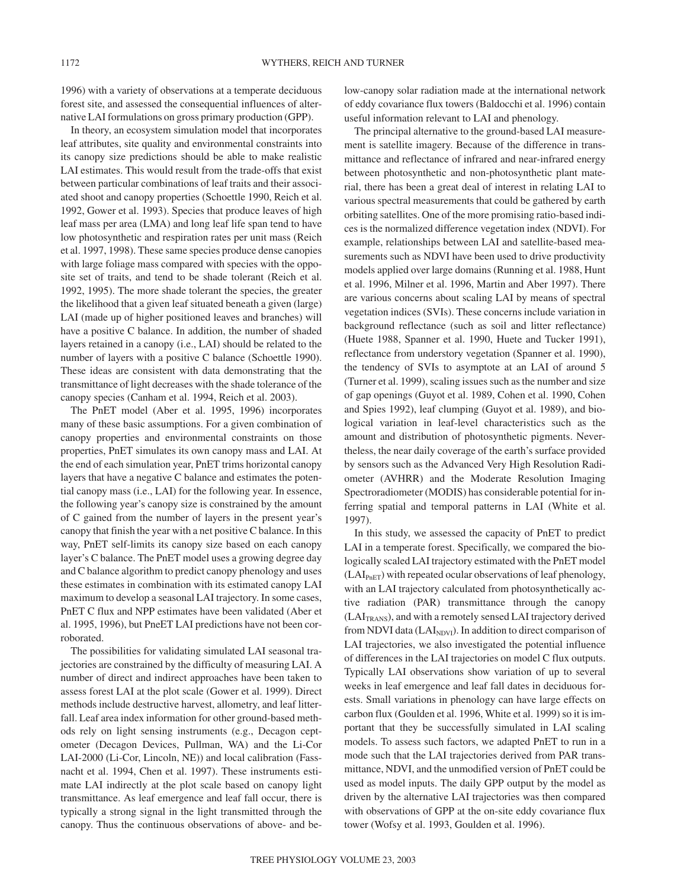1996) with a variety of observations at a temperate deciduous forest site, and assessed the consequential influences of alternative LAI formulations on gross primary production (GPP).

In theory, an ecosystem simulation model that incorporates leaf attributes, site quality and environmental constraints into its canopy size predictions should be able to make realistic LAI estimates. This would result from the trade-offs that exist between particular combinations of leaf traits and their associated shoot and canopy properties (Schoettle 1990, Reich et al. 1992, Gower et al. 1993). Species that produce leaves of high leaf mass per area (LMA) and long leaf life span tend to have low photosynthetic and respiration rates per unit mass (Reich et al. 1997, 1998). These same species produce dense canopies with large foliage mass compared with species with the opposite set of traits, and tend to be shade tolerant (Reich et al. 1992, 1995). The more shade tolerant the species, the greater the likelihood that a given leaf situated beneath a given (large) LAI (made up of higher positioned leaves and branches) will have a positive C balance. In addition, the number of shaded layers retained in a canopy (i.e., LAI) should be related to the number of layers with a positive C balance (Schoettle 1990). These ideas are consistent with data demonstrating that the transmittance of light decreases with the shade tolerance of the canopy species (Canham et al. 1994, Reich et al. 2003).

The PnET model (Aber et al. 1995, 1996) incorporates many of these basic assumptions. For a given combination of canopy properties and environmental constraints on those properties, PnET simulates its own canopy mass and LAI. At the end of each simulation year, PnET trims horizontal canopy layers that have a negative C balance and estimates the potential canopy mass (i.e., LAI) for the following year. In essence, the following year's canopy size is constrained by the amount of C gained from the number of layers in the present year's canopy that finish the year with a net positive C balance. In this way, PnET self-limits its canopy size based on each canopy layer's C balance. The PnET model uses a growing degree day and C balance algorithm to predict canopy phenology and uses these estimates in combination with its estimated canopy LAI maximum to develop a seasonal LAI trajectory. In some cases, PnET C flux and NPP estimates have been validated (Aber et al. 1995, 1996), but PneET LAI predictions have not been corroborated.

The possibilities for validating simulated LAI seasonal trajectories are constrained by the difficulty of measuring LAI. A number of direct and indirect approaches have been taken to assess forest LAI at the plot scale (Gower et al. 1999). Direct methods include destructive harvest, allometry, and leaf litterfall. Leaf area index information for other ground-based methods rely on light sensing instruments (e.g., Decagon ceptometer (Decagon Devices, Pullman, WA) and the Li-Cor LAI-2000 (Li-Cor, Lincoln, NE)) and local calibration (Fassnacht et al. 1994, Chen et al. 1997). These instruments estimate LAI indirectly at the plot scale based on canopy light transmittance. As leaf emergence and leaf fall occur, there is typically a strong signal in the light transmitted through the canopy. Thus the continuous observations of above- and below-canopy solar radiation made at the international network of eddy covariance flux towers (Baldocchi et al. 1996) contain useful information relevant to LAI and phenology.

The principal alternative to the ground-based LAI measurement is satellite imagery. Because of the difference in transmittance and reflectance of infrared and near-infrared energy between photosynthetic and non-photosynthetic plant material, there has been a great deal of interest in relating LAI to various spectral measurements that could be gathered by earth orbiting satellites. One of the more promising ratio-based indices is the normalized difference vegetation index (NDVI). For example, relationships between LAI and satellite-based measurements such as NDVI have been used to drive productivity models applied over large domains (Running et al. 1988, Hunt et al. 1996, Milner et al. 1996, Martin and Aber 1997). There are various concerns about scaling LAI by means of spectral vegetation indices (SVIs). These concerns include variation in background reflectance (such as soil and litter reflectance) (Huete 1988, Spanner et al. 1990, Huete and Tucker 1991), reflectance from understory vegetation (Spanner et al. 1990), the tendency of SVIs to asymptote at an LAI of around 5 (Turner et al. 1999), scaling issues such as the number and size of gap openings (Guyot et al. 1989, Cohen et al. 1990, Cohen and Spies 1992), leaf clumping (Guyot et al. 1989), and biological variation in leaf-level characteristics such as the amount and distribution of photosynthetic pigments. Nevertheless, the near daily coverage of the earth's surface provided by sensors such as the Advanced Very High Resolution Radiometer (AVHRR) and the Moderate Resolution Imaging Spectroradiometer (MODIS) has considerable potential for inferring spatial and temporal patterns in LAI (White et al. 1997).

In this study, we assessed the capacity of PnET to predict LAI in a temperate forest. Specifically, we compared the biologically scaled LAI trajectory estimated with the PnET model ($LAI_{PnET}$) with repeated ocular observations of leaf phenology, with an LAI trajectory calculated from photosynthetically active radiation (PAR) transmittance through the canopy ($LAI_{TRANS}$), and with a remotely sensed LAI trajectory derived from NDVI data ($LAI_{NDVI}$). In addition to direct comparison of LAI trajectories, we also investigated the potential influence of differences in the LAI trajectories on model C flux outputs. Typically LAI observations show variation of up to several weeks in leaf emergence and leaf fall dates in deciduous forests. Small variations in phenology can have large effects on carbon flux (Goulden et al. 1996, White et al. 1999) so it is important that they be successfully simulated in LAI scaling models. To assess such factors, we adapted PnET to run in a mode such that the LAI trajectories derived from PAR transmittance, NDVI, and the unmodified version of PnET could be used as model inputs. The daily GPP output by the model as driven by the alternative LAI trajectories was then compared with observations of GPP at the on-site eddy covariance flux tower (Wofsy et al. 1993, Goulden et al. 1996).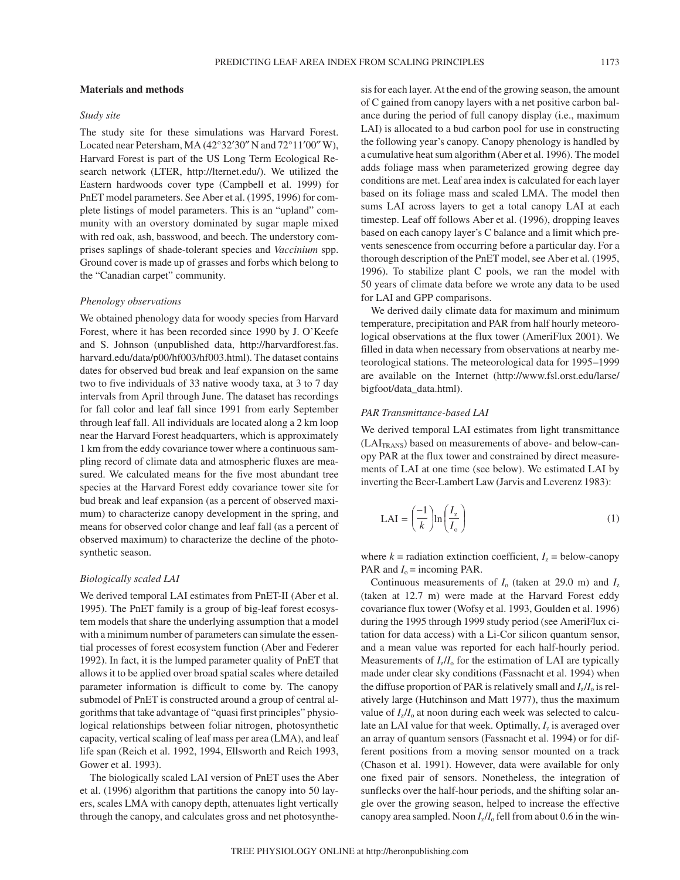## Materials and methods

### Study site

The study site for these simulations was Harvard Forest. Located near Petersham, MA (42°32′30″ N and 72°11′00″ W), Harvard Forest is part of the US Long Term Ecological Research network (LTER, http://lternet.edu/). We utilized the Eastern hardwoods cover type (Campbell et al. 1999) for PnET model parameters. See Aber et al. (1995, 1996) for complete listings of model parameters. This is an "upland" community with an overstory dominated by sugar maple mixed with red oak, ash, basswood, and beech. The understory comprises saplings of shade-tolerant species and *Vaccinium* spp. Ground cover is made up of grasses and forbs which belong to the "Canadian carpet" community.

### Phenology observations

We obtained phenology data for woody species from Harvard Forest, where it has been recorded since 1990 by J. O'Keefe and S. Johnson (unpublished data, http://harvardforest.fas.harvard.edu/data/p00/hf003/hf003.html). The dataset contains dates for observed bud break and leaf expansion on the same two to five individuals of 33 native woody taxa, at 3 to 7 day intervals from April through June. The dataset has recordings for fall color and leaf fall since 1991 from early September through leaf fall. All individuals are located along a 2 km loop near the Harvard Forest headquarters, which is approximately 1 km from the eddy covariance tower where a continuous sampling record of climate data and atmospheric fluxes are measured. We calculated means for the five most abundant tree species at the Harvard Forest eddy covariance tower site for bud break and leaf expansion (as a percent of observed maximum) to characterize canopy development in the spring, and means for observed color change and leaf fall (as a percent of observed maximum) to characterize the decline of the photosynthetic season.

### Biologically scaled LAI

We derived temporal LAI estimates from PnET-II (Aber et al. 1995). The PnET family is a group of big-leaf forest ecosystem models that share the underlying assumption that a model with a minimum number of parameters can simulate the essential processes of forest ecosystem function (Aber and Federer 1992). In fact, it is the lumped parameter quality of PnET that allows it to be applied over broad spatial scales where detailed parameter information is difficult to come by. The canopy submodel of PnET is constructed around a group of central algorithms that take advantage of "quasi first principles" physiological relationships between foliar nitrogen, photosynthetic capacity, vertical scaling of leaf mass per area (LMA), and leaf life span (Reich et al. 1992, 1994, Ellsworth and Reich 1993, Gower et al. 1993).

The biologically scaled LAI version of PnET uses the Aber et al. (1996) algorithm that partitions the canopy into 50 layers, scales LMA with canopy depth, attenuates light vertically through the canopy, and calculates gross and net photosynthesis for each layer. At the end of the growing season, the amount of C gained from canopy layers with a net positive carbon balance during the period of full canopy display (i.e., maximum LAI) is allocated to a bud carbon pool for use in constructing the following year's canopy. Canopy phenology is handled by a cumulative heat sum algorithm (Aber et al. 1996). The model adds foliage mass when parameterized growing degree day conditions are met. Leaf area index is calculated for each layer based on its foliage mass and scaled LMA. The model then sums LAI across layers to get a total canopy LAI at each timestep. Leaf off follows Aber et al. (1996), dropping leaves based on each canopy layer's C balance and a limit which prevents senescence from occurring before a particular day. For a thorough description of the PnET model, see Aber et al. (1995, 1996). To stabilize plant C pools, we ran the model with 50 years of climate data before we wrote any data to be used for LAI and GPP comparisons.

We derived daily climate data for maximum and minimum temperature, precipitation and PAR from half hourly meteorological observations at the flux tower (AmeriFlux 2001). We filled in data when necessary from observations at nearby meteorological stations. The meteorological data for 1995–1999 are available on the Internet (http://www.fsl.orst.edu/larse/bigfoot/data_data.html).

### PAR Transmittance-based LAI

We derived temporal LAI estimates from light transmittance ($LAI_{TRANS}$) based on measurements of above- and below-canopy PAR at the flux tower and constrained by direct measurements of LAI at one time (see below). We estimated LAI by inverting the Beer-Lambert Law (Jarvis and Leverenz 1983):

$$\mathrm{LAI} = \left(\frac{-1}{k}\right)\ln\left(\frac{I_z}{I_o}\right) \tag{1}$$

where $k$ = radiation extinction coefficient, $I_z$ = below-canopy PAR and $I_o$ = incoming PAR.

Continuous measurements of $I_o$ (taken at 29.0 m) and $I_z$ (taken at 12.7 m) were made at the Harvard Forest eddy covariance flux tower (Wofsy et al. 1993, Goulden et al. 1996) during the 1995 through 1999 study period (see AmeriFlux citation for data access) with a Li-Cor silicon quantum sensor, and a mean value was reported for each half-hourly period. Measurements of $I_z/I_o$ for the estimation of LAI are typically made under clear sky conditions (Fassnacht et al. 1994) when the diffuse proportion of PAR is relatively small and $I_z/I_o$ is relatively large (Hutchinson and Matt 1977), thus the maximum value of $I_z/I_o$ at noon during each week was selected to calculate an LAI value for that week. Optimally, $I_z$ is averaged over an array of quantum sensors (Fassnacht et al. 1994) or for different positions from a moving sensor mounted on a track (Chason et al. 1991). However, data were available for only one fixed pair of sensors. Nonetheless, the integration of sunflecks over the half-hour periods, and the shifting solar angle over the growing season, helped to increase the effective canopy area sampled. Noon $I_z/I_o$ fell from about 0.6 in the win-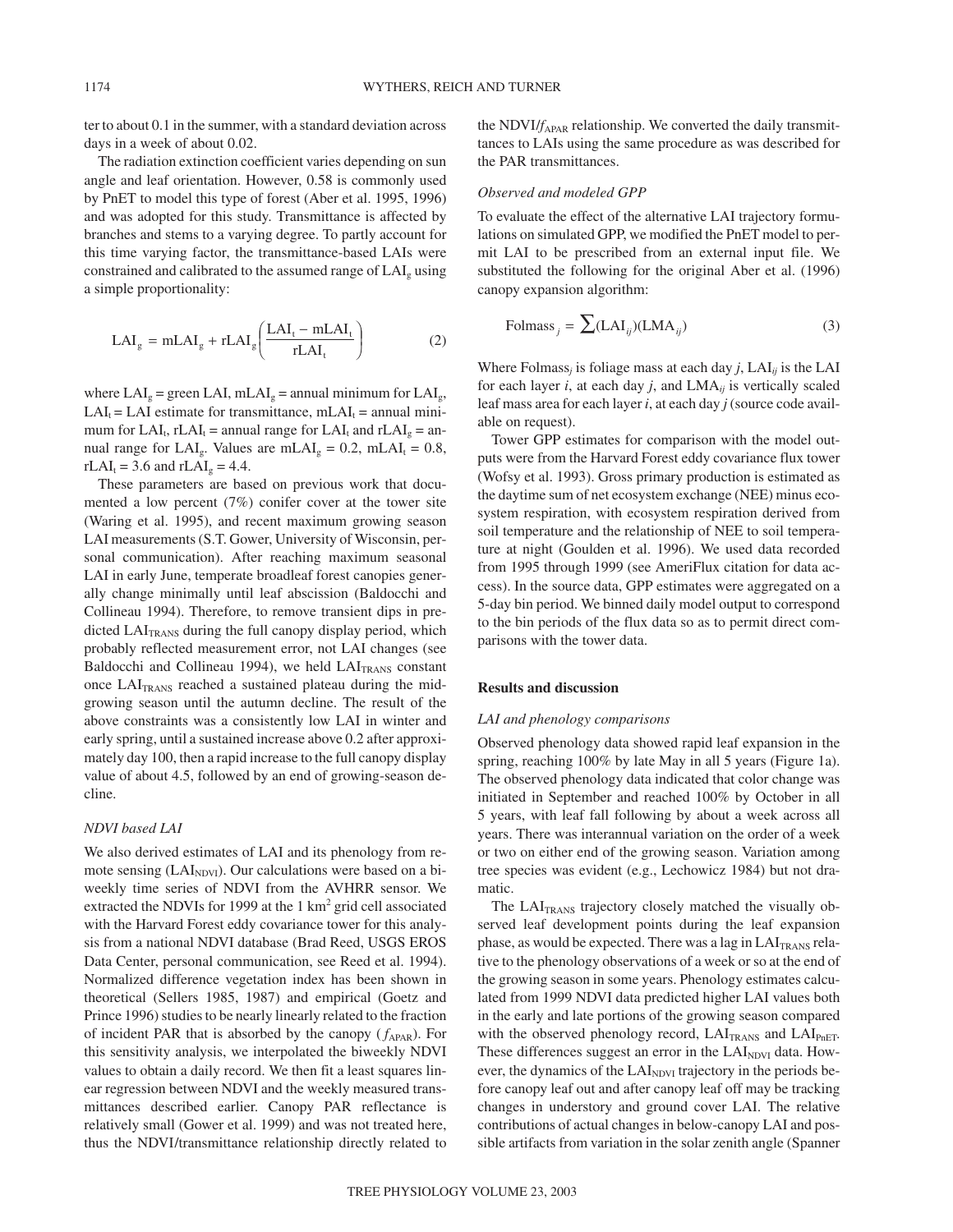ter to about 0.1 in the summer, with a standard deviation across days in a week of about 0.02.

The radiation extinction coefficient varies depending on sun angle and leaf orientation. However, 0.58 is commonly used by PnET to model this type of forest (Aber et al. 1995, 1996) and was adopted for this study. Transmittance is affected by branches and stems to a varying degree. To partly account for this time varying factor, the transmittance-based LAIs were constrained and calibrated to the assumed range of $LAI_g$ using a simple proportionality:

$$LAI_g = mLAI_g + rLAI_g\left(\frac{LAI_t - mLAI_t}{rLAI_t}\right) \qquad (2)$$

where $LAI_g$ = green LAI, $mLAI_g$ = annual minimum for $LAI_g$, $LAI_t$ = LAI estimate for transmittance, $mLAI_t$ = annual minimum for $LAI_t$, $rLAI_t$ = annual range for $LAI_t$ and $rLAI_g$ = annual range for $LAI_g$. Values are $mLAI_g = 0.2$, $mLAI_t = 0.8$, $rLAI_t = 3.6$ and $rLAI_g = 4.4$.

These parameters are based on previous work that documented a low percent (7%) conifer cover at the tower site (Waring et al. 1995), and recent maximum growing season LAI measurements (S.T. Gower, University of Wisconsin, personal communication). After reaching maximum seasonal LAI in early June, temperate broadleaf forest canopies generally change minimally until leaf abscission (Baldocchi and Collineau 1994). Therefore, to remove transient dips in predicted $LAI_{TRANS}$ during the full canopy display period, which probably reflected measurement error, not LAI changes (see Baldocchi and Collineau 1994), we held $LAI_{TRANS}$ constant once $LAI_{TRANS}$ reached a sustained plateau during the mid-growing season until the autumn decline. The result of the above constraints was a consistently low LAI in winter and early spring, until a sustained increase above 0.2 after approximately day 100, then a rapid increase to the full canopy display value of about 4.5, followed by an end of growing-season decline.

### *NDVI based LAI*

We also derived estimates of LAI and its phenology from remote sensing ($LAI_{NDVI}$). Our calculations were based on a biweekly time series of NDVI from the AVHRR sensor. We extracted the NDVIs for 1999 at the 1 $km^2$ grid cell associated with the Harvard Forest eddy covariance tower for this analysis from a national NDVI database (Brad Reed, USGS EROS Data Center, personal communication, see Reed et al. 1994). Normalized difference vegetation index has been shown in theoretical (Sellers 1985, 1987) and empirical (Goetz and Prince 1996) studies to be nearly linearly related to the fraction of incident PAR that is absorbed by the canopy ($f_{APAR}$). For this sensitivity analysis, we interpolated the biweekly NDVI values to obtain a daily record. We then fit a least squares linear regression between NDVI and the weekly measured transmittances described earlier. Canopy PAR reflectance is relatively small (Gower et al. 1999) and was not treated here, thus the NDVI/transmittance relationship directly related to the NDVI/$f_{APAR}$ relationship. We converted the daily transmittances to LAIs using the same procedure as was described for the PAR transmittances.

### *Observed and modeled GPP*

To evaluate the effect of the alternative LAI trajectory formulations on simulated GPP, we modified the PnET model to permit LAI to be prescribed from an external input file. We substituted the following for the original Aber et al. (1996) canopy expansion algorithm:

$$\text{Folmass}_j = \sum(\text{LAI}_{ij})(\text{LMA}_{ij}) \qquad (3)$$

Where $\text{Folmass}_j$ is foliage mass at each day $j$, $\text{LAI}_{ij}$ is the LAI for each layer $i$, at each day $j$, and $\text{LMA}_{ij}$ is vertically scaled leaf mass area for each layer $i$, at each day $j$ (source code available on request).

Tower GPP estimates for comparison with the model outputs were from the Harvard Forest eddy covariance flux tower (Wofsy et al. 1993). Gross primary production is estimated as the daytime sum of net ecosystem exchange (NEE) minus ecosystem respiration, with ecosystem respiration derived from soil temperature and the relationship of NEE to soil temperature at night (Goulden et al. 1996). We used data recorded from 1995 through 1999 (see AmeriFlux citation for data access). In the source data, GPP estimates were aggregated on a 5-day bin period. We binned daily model output to correspond to the bin periods of the flux data so as to permit direct comparisons with the tower data.

## **Results and discussion**

### *LAI and phenology comparisons*

Observed phenology data showed rapid leaf expansion in the spring, reaching 100% by late May in all 5 years (Figure 1a). The observed phenology data indicated that color change was initiated in September and reached 100% by October in all 5 years, with leaf fall following by about a week across all years. There was interannual variation on the order of a week or two on either end of the growing season. Variation among tree species was evident (e.g., Lechowicz 1984) but not dramatic.

The $LAI_{TRANS}$ trajectory closely matched the visually observed leaf development points during the leaf expansion phase, as would be expected. There was a lag in $LAI_{TRANS}$ relative to the phenology observations of a week or so at the end of the growing season in some years. Phenology estimates calculated from 1999 NDVI data predicted higher LAI values both in the early and late portions of the growing season compared with the observed phenology record, $LAI_{TRANS}$ and $LAI_{PnET}$. These differences suggest an error in the $LAI_{NDVI}$ data. However, the dynamics of the $LAI_{NDVI}$ trajectory in the periods before canopy leaf out and after canopy leaf off may be tracking changes in understory and ground cover LAI. The relative contributions of actual changes in below-canopy LAI and possible artifacts from variation in the solar zenith angle (Spanner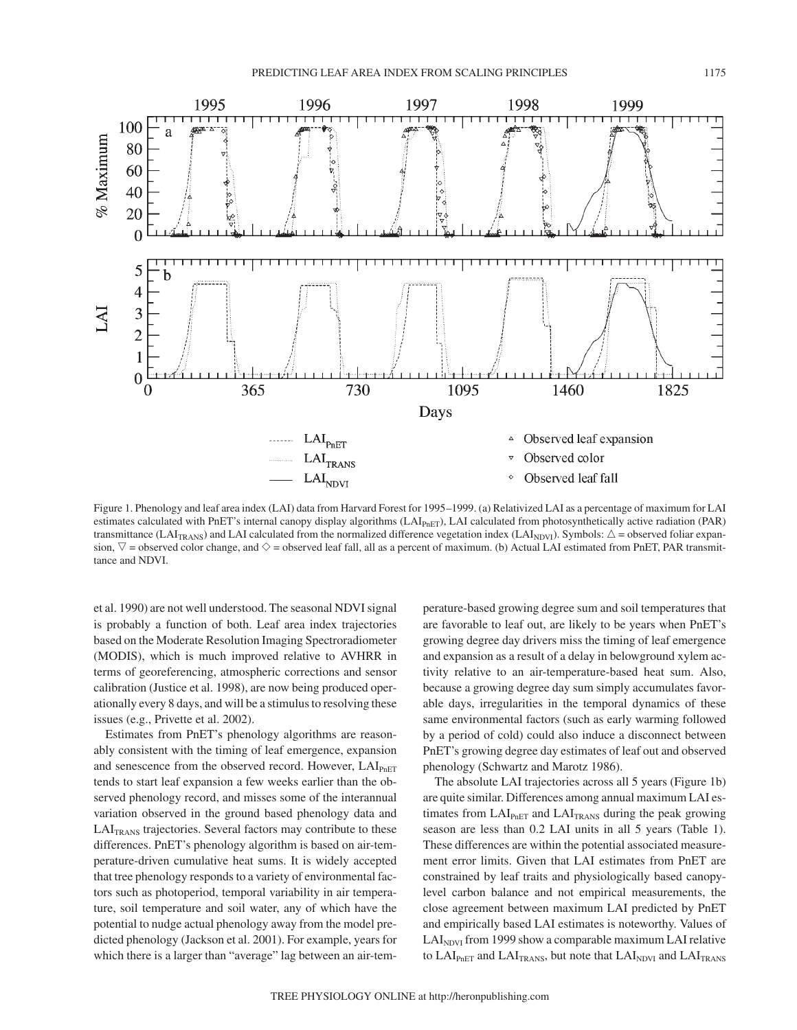Figure 1. Phenology and leaf area index (LAI) data from Harvard Forest for 1995–1999. (a) Relativized LAI as a percentage of maximum for LAI estimates calculated with PnET's internal canopy display algorithms ($LAI_{PnET}$), LAI calculated from photosynthetically active radiation (PAR) transmittance ($LAI_{TRANS}$) and LAI calculated from the normalized difference vegetation index ($LAI_{NDVI}$). Symbols: △ = observed foliar expansion, ▽ = observed color change, and ◇ = observed leaf fall, all as a percent of maximum. (b) Actual LAI estimated from PnET, PAR transmittance and NDVI.

et al. 1990) are not well understood. The seasonal NDVI signal is probably a function of both. Leaf area index trajectories based on the Moderate Resolution Imaging Spectroradiometer (MODIS), which is much improved relative to AVHRR in terms of georeferencing, atmospheric corrections and sensor calibration (Justice et al. 1998), are now being produced operationally every 8 days, and will be a stimulus to resolving these issues (e.g., Privette et al. 2002).

Estimates from PnET's phenology algorithms are reasonably consistent with the timing of leaf emergence, expansion and senescence from the observed record. However, $LAI_{PnET}$ tends to start leaf expansion a few weeks earlier than the observed phenology record, and misses some of the interannual variation observed in the ground based phenology data and $LAI_{TRANS}$ trajectories. Several factors may contribute to these differences. PnET's phenology algorithm is based on air-temperature-driven cumulative heat sums. It is widely accepted that tree phenology responds to a variety of environmental factors such as photoperiod, temporal variability in air temperature, soil temperature and soil water, any of which have the potential to nudge actual phenology away from the model predicted phenology (Jackson et al. 2001). For example, years for which there is a larger than "average" lag between an air-temperature-based growing degree sum and soil temperatures that are favorable to leaf out, are likely to be years when PnET's growing degree day drivers miss the timing of leaf emergence and expansion as a result of a delay in belowground xylem activity relative to an air-temperature-based heat sum. Also, because a growing degree day sum simply accumulates favorable days, irregularities in the temporal dynamics of these same environmental factors (such as early warming followed by a period of cold) could also induce a disconnect between PnET's growing degree day estimates of leaf out and observed phenology (Schwartz and Marotz 1986).

The absolute LAI trajectories across all 5 years (Figure 1b) are quite similar. Differences among annual maximum LAI estimates from $LAI_{PnET}$ and $LAI_{TRANS}$ during the peak growing season are less than 0.2 LAI units in all 5 years (Table 1). These differences are within the potential associated measurement error limits. Given that LAI estimates from PnET are constrained by leaf traits and physiologically based canopy-level carbon balance and not empirical measurements, the close agreement between maximum LAI predicted by PnET and empirically based LAI estimates is noteworthy. Values of $LAI_{NDVI}$ from 1999 show a comparable maximum LAI relative to $LAI_{PnET}$ and $LAI_{TRANS}$, but note that $LAI_{NDVI}$ and $LAI_{TRANS}$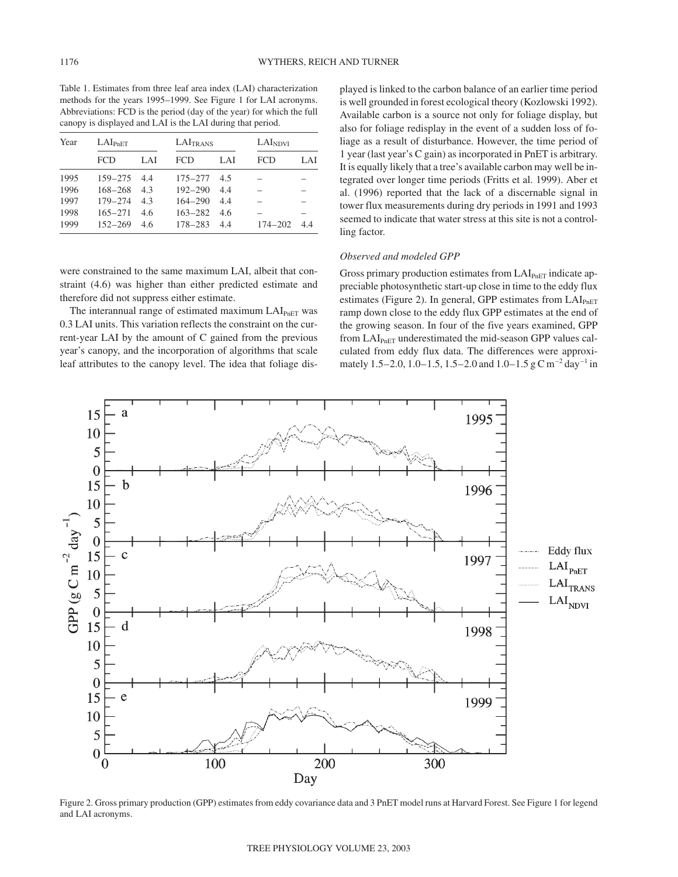Table 1. Estimates from three leaf area index (LAI) characterization methods for the years 1995–1999. See Figure 1 for LAI acronyms. Abbreviations: FCD is the period (day of the year) for which the full canopy is displayed and LAI is the LAI during that period.

| Year | $LAI_{PnET}$ | | $LAI_{TRANS}$ | | $LAI_{NDVI}$ | |
|---|---|---|---|---|---|---|
| | FCD | LAI | FCD | LAI | FCD | LAI |
| 1995 | 159–275 | 4.4 | 175–277 | 4.5 | – | – |
| 1996 | 168–268 | 4.3 | 192–290 | 4.4 | – | – |
| 1997 | 179–274 | 4.3 | 164–290 | 4.4 | – | – |
| 1998 | 165–271 | 4.6 | 163–282 | 4.6 | – | – |
| 1999 | 152–269 | 4.6 | 178–283 | 4.4 | 174–202 | 4.4 |

were constrained to the same maximum LAI, albeit that constraint (4.6) was higher than either predicted estimate and therefore did not suppress either estimate.

The interannual range of estimated maximum $LAI_{PnET}$ was 0.3 LAI units. This variation reflects the constraint on the current-year LAI by the amount of C gained from the previous year's canopy, and the incorporation of algorithms that scale leaf attributes to the canopy level. The idea that foliage displayed is linked to the carbon balance of an earlier time period is well grounded in forest ecological theory (Kozlowski 1992). Available carbon is a source not only for foliage display, but also for foliage redisplay in the event of a sudden loss of foliage as a result of disturbance. However, the time period of 1 year (last year's C gain) as incorporated in PnET is arbitrary. It is equally likely that a tree's available carbon may well be integrated over longer time periods (Fritts et al. 1999). Aber et al. (1996) reported that the lack of a discernable signal in tower flux measurements during dry periods in 1991 and 1993 seemed to indicate that water stress at this site is not a controlling factor.

### *Observed and modeled GPP*

Gross primary production estimates from $LAI_{PnET}$ indicate appreciable photosynthetic start-up close in time to the eddy flux estimates (Figure 2). In general, GPP estimates from $LAI_{PnET}$ ramp down close to the eddy flux GPP estimates at the end of the growing season. In four of the five years examined, GPP from $LAI_{PnET}$ underestimated the mid-season GPP values calculated from eddy flux data. The differences were approximately 1.5–2.0, 1.0–1.5, 1.5–2.0 and 1.0–1.5 g C m$^{-2}$ day$^{-1}$ in

Figure 2. Gross primary production (GPP) estimates from eddy covariance data and 3 PnET model runs at Harvard Forest. See Figure 1 for legend and LAI acronyms.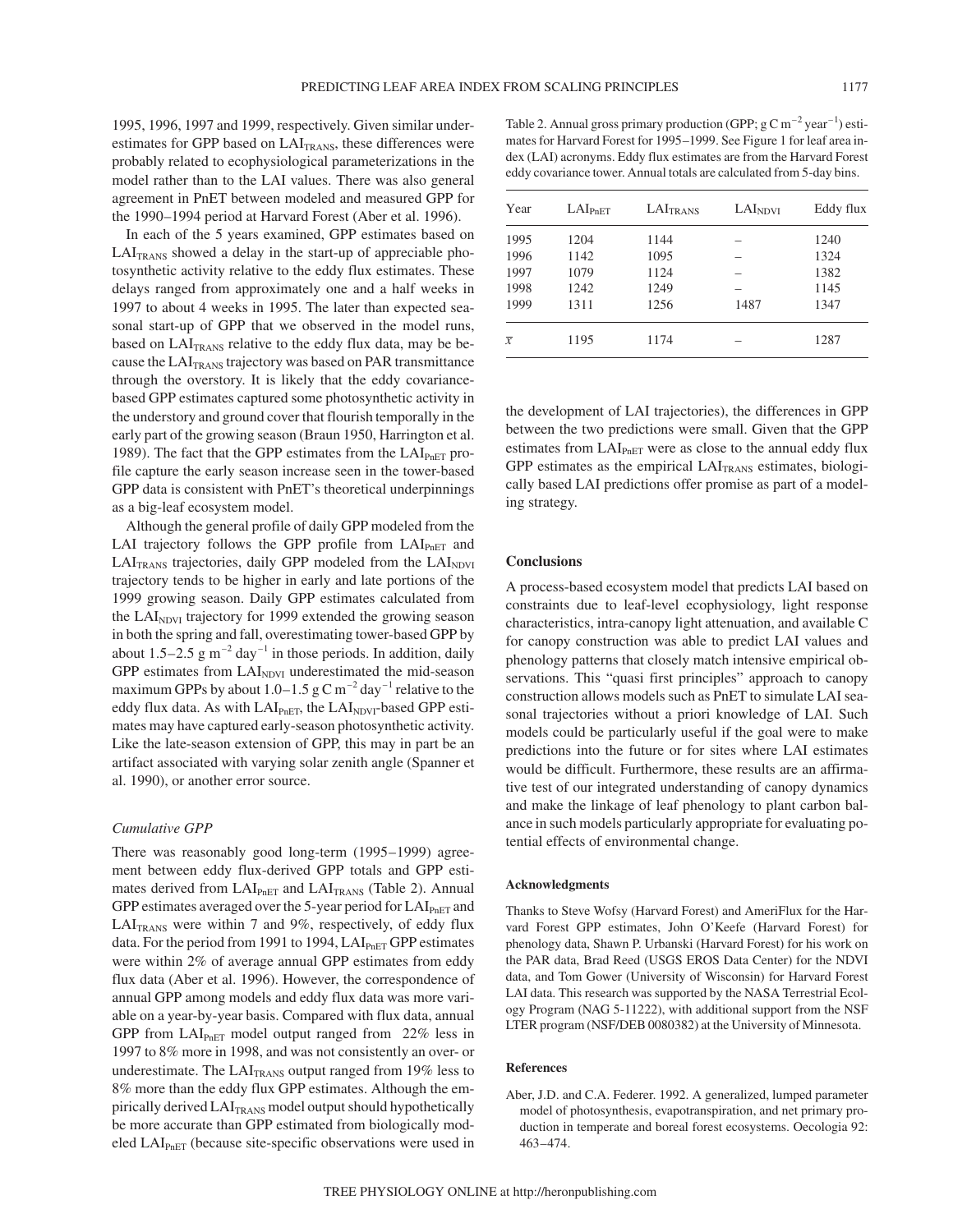1995, 1996, 1997 and 1999, respectively. Given similar underestimates for GPP based on $LAI_{TRANS}$, these differences were probably related to ecophysiological parameterizations in the model rather than to the LAI values. There was also general agreement in PnET between modeled and measured GPP for the 1990–1994 period at Harvard Forest (Aber et al. 1996).

In each of the 5 years examined, GPP estimates based on $LAI_{TRANS}$ showed a delay in the start-up of appreciable photosynthetic activity relative to the eddy flux estimates. These delays ranged from approximately one and a half weeks in 1997 to about 4 weeks in 1995. The later than expected seasonal start-up of GPP that we observed in the model runs, based on $LAI_{TRANS}$ relative to the eddy flux data, may be because the $LAI_{TRANS}$ trajectory was based on PAR transmittance through the overstory. It is likely that the eddy covariance-based GPP estimates captured some photosynthetic activity in the understory and ground cover that flourish temporally in the early part of the growing season (Braun 1950, Harrington et al. 1989). The fact that the GPP estimates from the $LAI_{PnET}$ profile capture the early season increase seen in the tower-based GPP data is consistent with PnET's theoretical underpinnings as a big-leaf ecosystem model.

Although the general profile of daily GPP modeled from the LAI trajectory follows the GPP profile from $LAI_{PnET}$ and $LAI_{TRANS}$ trajectories, daily GPP modeled from the $LAI_{NDVI}$ trajectory tends to be higher in early and late portions of the 1999 growing season. Daily GPP estimates calculated from the $LAI_{NDVI}$ trajectory for 1999 extended the growing season in both the spring and fall, overestimating tower-based GPP by about 1.5–2.5 g $m^{-2}$ $day^{-1}$ in those periods. In addition, daily GPP estimates from $LAI_{NDVI}$ underestimated the mid-season maximum GPPs by about 1.0–1.5 g C $m^{-2}$ $day^{-1}$ relative to the eddy flux data. As with $LAI_{PnET}$, the $LAI_{NDVI}$-based GPP estimates may have captured early-season photosynthetic activity. Like the late-season extension of GPP, this may in part be an artifact associated with varying solar zenith angle (Spanner et al. 1990), or another error source.

### *Cumulative GPP*

There was reasonably good long-term (1995–1999) agreement between eddy flux-derived GPP totals and GPP estimates derived from $LAI_{PnET}$ and $LAI_{TRANS}$ (Table 2). Annual GPP estimates averaged over the 5-year period for $LAI_{PnET}$ and $LAI_{TRANS}$ were within 7 and 9%, respectively, of eddy flux data. For the period from 1991 to 1994, $LAI_{PnET}$ GPP estimates were within 2% of average annual GPP estimates from eddy flux data (Aber et al. 1996). However, the correspondence of annual GPP among models and eddy flux data was more variable on a year-by-year basis. Compared with flux data, annual GPP from $LAI_{PnET}$ model output ranged from 22% less in 1997 to 8% more in 1998, and was not consistently an over- or underestimate. The $LAI_{TRANS}$ output ranged from 19% less to 8% more than the eddy flux GPP estimates. Although the empirically derived $LAI_{TRANS}$ model output should hypothetically be more accurate than GPP estimated from biologically modeled $LAI_{PnET}$ (because site-specific observations were used in the development of LAI trajectories), the differences in GPP between the two predictions were small. Given that the GPP estimates from $LAI_{PnET}$ were as close to the annual eddy flux GPP estimates as the empirical $LAI_{TRANS}$ estimates, biologically based LAI predictions offer promise as part of a modeling strategy.

Table 2. Annual gross primary production (GPP; g C $m^{-2}$ $year^{-1}$) estimates for Harvard Forest for 1995–1999. See Figure 1 for leaf area index (LAI) acronyms. Eddy flux estimates are from the Harvard Forest eddy covariance tower. Annual totals are calculated from 5-day bins.

| Year | $LAI_{PnET}$ | $LAI_{TRANS}$ | $LAI_{NDVI}$ | Eddy flux |
|---|---|---|---|---|
| 1995 | 1204 | 1144 | – | 1240 |
| 1996 | 1142 | 1095 | – | 1324 |
| 1997 | 1079 | 1124 | – | 1382 |
| 1998 | 1242 | 1249 | – | 1145 |
| 1999 | 1311 | 1256 | 1487 | 1347 |
| $\bar{x}$ | 1195 | 1174 | – | 1287 |

## Conclusions

A process-based ecosystem model that predicts LAI based on constraints due to leaf-level ecophysiology, light response characteristics, intra-canopy light attenuation, and available C for canopy construction was able to predict LAI values and phenology patterns that closely match intensive empirical observations. This "quasi first principles" approach to canopy construction allows models such as PnET to simulate LAI seasonal trajectories without a priori knowledge of LAI. Such models could be particularly useful if the goal were to make predictions into the future or for sites where LAI estimates would be difficult. Furthermore, these results are an affirmative test of our integrated understanding of canopy dynamics and make the linkage of leaf phenology to plant carbon balance in such models particularly appropriate for evaluating potential effects of environmental change.

### Acknowledgments

Thanks to Steve Wofsy (Harvard Forest) and AmeriFlux for the Harvard Forest GPP estimates, John O'Keefe (Harvard Forest) for phenology data, Shawn P. Urbanski (Harvard Forest) for his work on the PAR data, Brad Reed (USGS EROS Data Center) for the NDVI data, and Tom Gower (University of Wisconsin) for Harvard Forest LAI data. This research was supported by the NASA Terrestrial Ecology Program (NAG 5-11222), with additional support from the NSF LTER program (NSF/DEB 0080382) at the University of Minnesota.

### References

Aber, J.D. and C.A. Federer. 1992. A generalized, lumped parameter model of photosynthesis, evapotranspiration, and net primary production in temperate and boreal forest ecosystems. Oecologia 92: 463–474.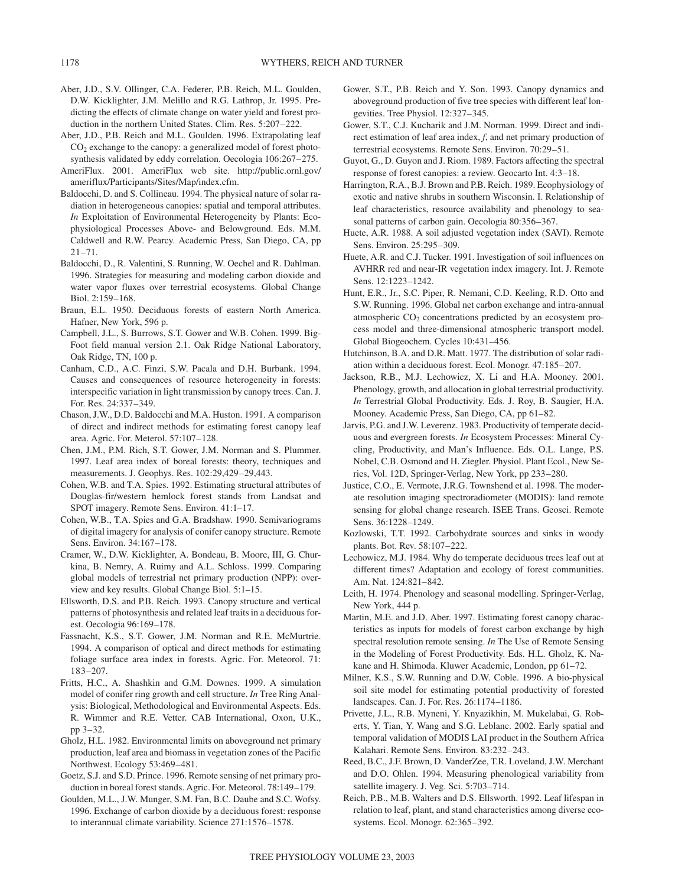Aber, J.D., S.V. Ollinger, C.A. Federer, P.B. Reich, M.L. Goulden, D.W. Kicklighter, J.M. Melillo and R.G. Lathrop, Jr. 1995. Predicting the effects of climate change on water yield and forest production in the northern United States. Clim. Res. 5:207–222.

Aber, J.D., P.B. Reich and M.L. Goulden. 1996. Extrapolating leaf $CO_2$ exchange to the canopy: a generalized model of forest photosynthesis validated by eddy correlation. Oecologia 106:267–275.

AmeriFlux. 2001. AmeriFlux web site. http://public.ornl.gov/ameriflux/Participants/Sites/Map/index.cfm.

Baldocchi, D. and S. Collineau. 1994. The physical nature of solar radiation in heterogeneous canopies: spatial and temporal attributes. *In* Exploitation of Environmental Heterogeneity by Plants: Ecophysiological Processes Above- and Belowground. Eds. M.M. Caldwell and R.W. Pearcy. Academic Press, San Diego, CA, pp 21–71.

Baldocchi, D., R. Valentini, S. Running, W. Oechel and R. Dahlman. 1996. Strategies for measuring and modeling carbon dioxide and water vapor fluxes over terrestrial ecosystems. Global Change Biol. 2:159–168.

Braun, E.L. 1950. Deciduous forests of eastern North America. Hafner, New York, 596 p.

Campbell, J.L., S. Burrows, S.T. Gower and W.B. Cohen. 1999. Big-Foot field manual version 2.1. Oak Ridge National Laboratory, Oak Ridge, TN, 100 p.

Canham, C.D., A.C. Finzi, S.W. Pacala and D.H. Burbank. 1994. Causes and consequences of resource heterogeneity in forests: interspecific variation in light transmission by canopy trees. Can. J. For. Res. 24:337–349.

Chason, J.W., D.D. Baldocchi and M.A. Huston. 1991. A comparison of direct and indirect methods for estimating forest canopy leaf area. Agric. For. Meterol. 57:107–128.

Chen, J.M., P.M. Rich, S.T. Gower, J.M. Norman and S. Plummer. 1997. Leaf area index of boreal forests: theory, techniques and measurements. J. Geophys. Res. 102:29,429–29,443.

Cohen, W.B. and T.A. Spies. 1992. Estimating structural attributes of Douglas-fir/western hemlock forest stands from Landsat and SPOT imagery. Remote Sens. Environ. 41:1–17.

Cohen, W.B., T.A. Spies and G.A. Bradshaw. 1990. Semivariograms of digital imagery for analysis of conifer canopy structure. Remote Sens. Environ. 34:167–178.

Cramer, W., D.W. Kicklighter, A. Bondeau, B. Moore, III, G. Churkina, B. Nemry, A. Ruimy and A.L. Schloss. 1999. Comparing global models of terrestrial net primary production (NPP): overview and key results. Global Change Biol. 5:1–15.

Ellsworth, D.S. and P.B. Reich. 1993. Canopy structure and vertical patterns of photosynthesis and related leaf traits in a deciduous forest. Oecologia 96:169–178.

Fassnacht, K.S., S.T. Gower, J.M. Norman and R.E. McMurtrie. 1994. A comparison of optical and direct methods for estimating foliage surface area index in forests. Agric. For. Meteorol. 71: 183–207.

Fritts, H.C., A. Shashkin and G.M. Downes. 1999. A simulation model of conifer ring growth and cell structure. *In* Tree Ring Analysis: Biological, Methodological and Environmental Aspects. Eds. R. Wimmer and R.E. Vetter. CAB International, Oxon, U.K., pp 3–32.

Gholz, H.L. 1982. Environmental limits on aboveground net primary production, leaf area and biomass in vegetation zones of the Pacific Northwest. Ecology 53:469–481.

Goetz, S.J. and S.D. Prince. 1996. Remote sensing of net primary production in boreal forest stands. Agric. For. Meteorol. 78:149–179.

Goulden, M.L., J.W. Munger, S.M. Fan, B.C. Daube and S.C. Wofsy. 1996. Exchange of carbon dioxide by a deciduous forest: response to interannual climate variability. Science 271:1576–1578.

Gower, S.T., P.B. Reich and Y. Son. 1993. Canopy dynamics and aboveground production of five tree species with different leaf longevities. Tree Physiol. 12:327–345.

Gower, S.T., C.J. Kucharik and J.M. Norman. 1999. Direct and indirect estimation of leaf area index, *f*, and net primary production of terrestrial ecosystems. Remote Sens. Environ. 70:29–51.

Guyot, G., D. Guyon and J. Riom. 1989. Factors affecting the spectral response of forest canopies: a review. Geocarto Int. 4:3–18.

Harrington, R.A., B.J. Brown and P.B. Reich. 1989. Ecophysiology of exotic and native shrubs in southern Wisconsin. I. Relationship of leaf characteristics, resource availability and phenology to seasonal patterns of carbon gain. Oecologia 80:356–367.

Huete, A.R. 1988. A soil adjusted vegetation index (SAVI). Remote Sens. Environ. 25:295–309.

Huete, A.R. and C.J. Tucker. 1991. Investigation of soil influences on AVHRR red and near-IR vegetation index imagery. Int. J. Remote Sens. 12:1223–1242.

Hunt, E.R., Jr., S.C. Piper, R. Nemani, C.D. Keeling, R.D. Otto and S.W. Running. 1996. Global net carbon exchange and intra-annual atmospheric $CO_2$ concentrations predicted by an ecosystem process model and three-dimensional atmospheric transport model. Global Biogeochem. Cycles 10:431–456.

Hutchinson, B.A. and D.R. Matt. 1977. The distribution of solar radiation within a deciduous forest. Ecol. Monogr. 47:185–207.

Jackson, R.B., M.J. Lechowicz, X. Li and H.A. Mooney. 2001. Phenology, growth, and allocation in global terrestrial productivity. *In* Terrestrial Global Productivity. Eds. J. Roy, B. Saugier, H.A. Mooney. Academic Press, San Diego, CA, pp 61–82.

Jarvis, P.G. and J.W. Leverenz. 1983. Productivity of temperate deciduous and evergreen forests. *In* Ecosystem Processes: Mineral Cycling, Productivity, and Man's Influence. Eds. O.L. Lange, P.S. Nobel, C.B. Osmond and H. Ziegler. Physiol. Plant Ecol., New Series, Vol. 12D, Springer-Verlag, New York, pp 233–280.

Justice, C.O., E. Vermote, J.R.G. Townshend et al. 1998. The moderate resolution imaging spectroradiometer (MODIS): land remote sensing for global change research. ISEE Trans. Geosci. Remote Sens. 36:1228–1249.

Kozlowski, T.T. 1992. Carbohydrate sources and sinks in woody plants. Bot. Rev. 58:107–222.

Lechowicz, M.J. 1984. Why do temperate deciduous trees leaf out at different times? Adaptation and ecology of forest communities. Am. Nat. 124:821–842.

Leith, H. 1974. Phenology and seasonal modelling. Springer-Verlag, New York, 444 p.

Martin, M.E. and J.D. Aber. 1997. Estimating forest canopy characteristics as inputs for models of forest carbon exchange by high spectral resolution remote sensing. *In* The Use of Remote Sensing in the Modeling of Forest Productivity. Eds. H.L. Gholz, K. Nakane and H. Shimoda. Kluwer Academic, London, pp 61–72.

Milner, K.S., S.W. Running and D.W. Coble. 1996. A bio-physical soil site model for estimating potential productivity of forested landscapes. Can. J. For. Res. 26:1174–1186.

Privette, J.L., R.B. Myneni, Y. Knyazikhin, M. Mukelabai, G. Roberts, Y. Tian, Y. Wang and S.G. Leblanc. 2002. Early spatial and temporal validation of MODIS LAI product in the Southern Africa Kalahari. Remote Sens. Environ. 83:232–243.

Reed, B.C., J.F. Brown, D. VanderZee, T.R. Loveland, J.W. Merchant and D.O. Ohlen. 1994. Measuring phenological variability from satellite imagery. J. Veg. Sci. 5:703–714.

Reich, P.B., M.B. Walters and D.S. Ellsworth. 1992. Leaf lifespan in relation to leaf, plant, and stand characteristics among diverse ecosystems. Ecol. Monogr. 62:365–392.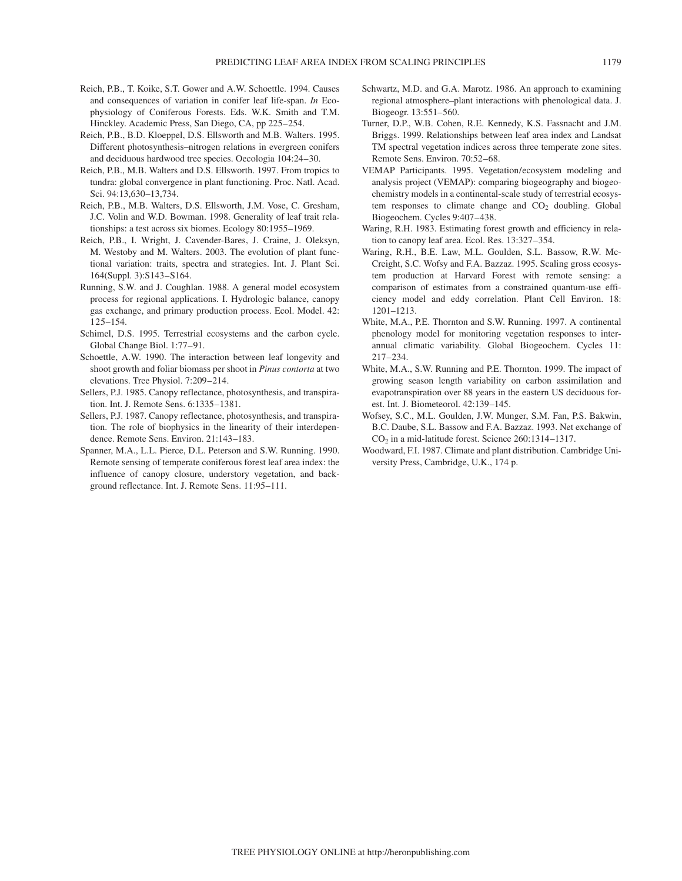Reich, P.B., T. Koike, S.T. Gower and A.W. Schoettle. 1994. Causes and consequences of variation in conifer leaf life-span. *In* Ecophysiology of Coniferous Forests. Eds. W.K. Smith and T.M. Hinckley. Academic Press, San Diego, CA, pp 225–254.

Reich, P.B., B.D. Kloeppel, D.S. Ellsworth and M.B. Walters. 1995. Different photosynthesis–nitrogen relations in evergreen conifers and deciduous hardwood tree species. Oecologia 104:24–30.

Reich, P.B., M.B. Walters and D.S. Ellsworth. 1997. From tropics to tundra: global convergence in plant functioning. Proc. Natl. Acad. Sci. 94:13,630–13,734.

Reich, P.B., M.B. Walters, D.S. Ellsworth, J.M. Vose, C. Gresham, J.C. Volin and W.D. Bowman. 1998. Generality of leaf trait relationships: a test across six biomes. Ecology 80:1955–1969.

Reich, P.B., I. Wright, J. Cavender-Bares, J. Craine, J. Oleksyn, M. Westoby and M. Walters. 2003. The evolution of plant functional variation: traits, spectra and strategies. Int. J. Plant Sci. 164(Suppl. 3):S143–S164.

Running, S.W. and J. Coughlan. 1988. A general model ecosystem process for regional applications. I. Hydrologic balance, canopy gas exchange, and primary production process. Ecol. Model. 42: 125–154.

Schimel, D.S. 1995. Terrestrial ecosystems and the carbon cycle. Global Change Biol. 1:77–91.

Schoettle, A.W. 1990. The interaction between leaf longevity and shoot growth and foliar biomass per shoot in *Pinus contorta* at two elevations. Tree Physiol. 7:209–214.

Sellers, P.J. 1985. Canopy reflectance, photosynthesis, and transpiration. Int. J. Remote Sens. 6:1335–1381.

Sellers, P.J. 1987. Canopy reflectance, photosynthesis, and transpiration. The role of biophysics in the linearity of their interdependence. Remote Sens. Environ. 21:143–183.

Spanner, M.A., L.L. Pierce, D.L. Peterson and S.W. Running. 1990. Remote sensing of temperate coniferous forest leaf area index: the influence of canopy closure, understory vegetation, and background reflectance. Int. J. Remote Sens. 11:95–111.

Schwartz, M.D. and G.A. Marotz. 1986. An approach to examining regional atmosphere–plant interactions with phenological data. J. Biogeogr. 13:551–560.

Turner, D.P., W.B. Cohen, R.E. Kennedy, K.S. Fassnacht and J.M. Briggs. 1999. Relationships between leaf area index and Landsat TM spectral vegetation indices across three temperate zone sites. Remote Sens. Environ. 70:52–68.

VEMAP Participants. 1995. Vegetation/ecosystem modeling and analysis project (VEMAP): comparing biogeography and biogeochemistry models in a continental-scale study of terrestrial ecosystem responses to climate change and $CO_2$ doubling. Global Biogeochem. Cycles 9:407–438.

Waring, R.H. 1983. Estimating forest growth and efficiency in relation to canopy leaf area. Ecol. Res. 13:327–354.

Waring, R.H., B.E. Law, M.L. Goulden, S.L. Bassow, R.W. McCreight, S.C. Wofsy and F.A. Bazzaz. 1995. Scaling gross ecosystem production at Harvard Forest with remote sensing: a comparison of estimates from a constrained quantum-use efficiency model and eddy correlation. Plant Cell Environ. 18: 1201–1213.

White, M.A., P.E. Thornton and S.W. Running. 1997. A continental phenology model for monitoring vegetation responses to interannual climatic variability. Global Biogeochem. Cycles 11: 217–234.

White, M.A., S.W. Running and P.E. Thornton. 1999. The impact of growing season length variability on carbon assimilation and evapotranspiration over 88 years in the eastern US deciduous forest. Int. J. Biometeorol. 42:139–145.

Wofsey, S.C., M.L. Goulden, J.W. Munger, S.M. Fan, P.S. Bakwin, B.C. Daube, S.L. Bassow and F.A. Bazzaz. 1993. Net exchange of $CO_2$ in a mid-latitude forest. Science 260:1314–1317.

Woodward, F.I. 1987. Climate and plant distribution. Cambridge University Press, Cambridge, U.K., 174 p.